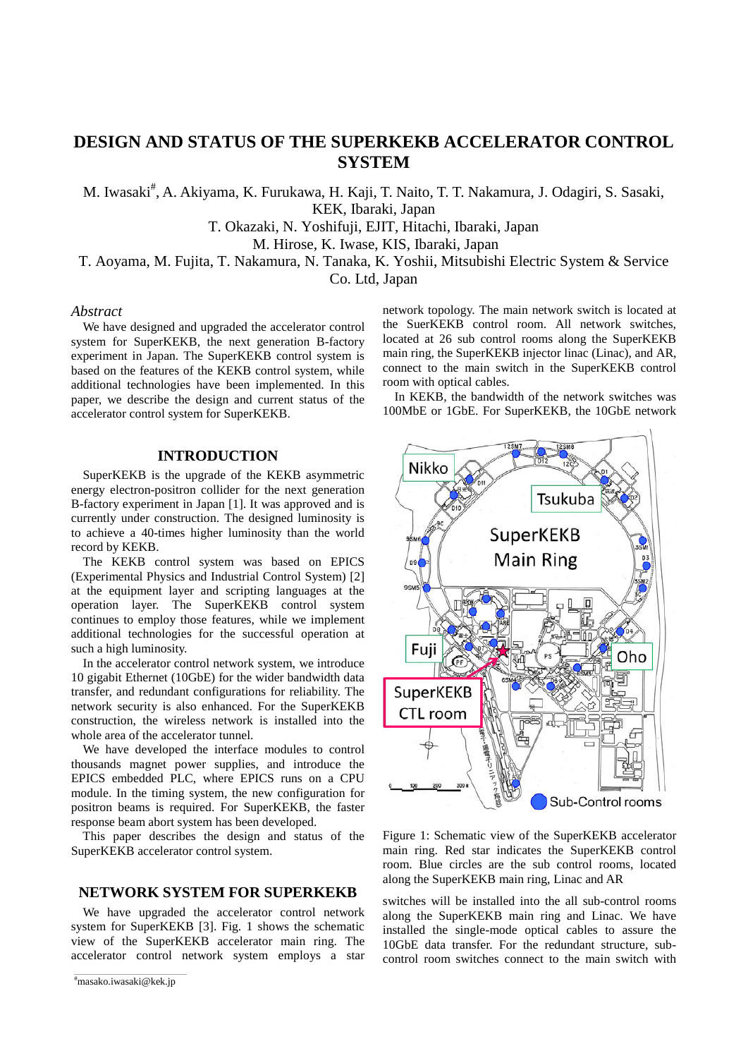# DESIGN AND STATUS OF THE SUPERKEKB ACCELERATOR CONTROL SYSTEM

M. Iwasaki#, A. Akiyama, K. Furukawa, H. Kaji, T. Naito, T. T. Nakamura, J. Odagiri, S. Sasaki, KEK, Ibaraki, Japan

T. Okazaki, N. Yoshifuji, EJIT, Hitachi, Ibaraki, Japan

M. Hirose, K. Iwase, KIS, Ibaraki, Japan

T. Aoyama, M. Fujita, T. Nakamura, N. Tanaka, K. Yoshii, Mitsubishi Electric System & Service Co. Ltd, Japan

*Abstract*

We have designed and upgraded the accelerator control system for SuperKEKB, the next generation B-factory experiment in Japan. The SuperKEKB control system is based on the features of the KEKB control system, while additional technologies have been implemented. In this paper, we describe the design and current status of the accelerator control system for SuperKEKB.

## INTRODUCTION

SuperKEKB is the upgrade of the KEKB asymmetric energy electron-positron collider for the next generation B-factory experiment in Japan [1]. It was approved and is currently under construction. The designed luminosity is to achieve a 40-times higher luminosity than the world record by KEKB.

The KEKB control system was based on EPICS (Experimental Physics and Industrial Control System) [2] at the equipment layer and scripting languages at the operation layer. The SuperKEKB control system continues to employ those features, while we implement additional technologies for the successful operation at such a high luminosity.

In the accelerator control network system, we introduce 10 gigabit Ethernet (10GbE) for the wider bandwidth data transfer, and redundant configurations for reliability. The network security is also enhanced. For the SuperKEKB construction, the wireless network is installed into the whole area of the accelerator tunnel.

We have developed the interface modules to control thousands magnet power supplies, and introduce the EPICS embedded PLC, where EPICS runs on a CPU module. In the timing system, the new configuration for positron beams is required. For SuperKEKB, the faster response beam abort system has been developed.

This paper describes the design and status of the SuperKEKB accelerator control system.

## NETWORK SYSTEM FOR SUPERKEKB

We have upgraded the accelerator control network system for SuperKEKB [3]. Fig. 1 shows the schematic view of the SuperKEKB accelerator main ring. The accelerator control network system employs a star network topology. The main network switch is located at the SuerKEKB control room. All network switches, located at 26 sub control rooms along the SuperKEKB main ring, the SuperKEKB injector linac (Linac), and AR, connect to the main switch in the SuperKEKB control room with optical cables.

In KEKB, the bandwidth of the network switches was 100MbE or 1GbE. For SuperKEKB, the 10GbE network switches will be installed into the all sub-control rooms along the SuperKEKB main ring and Linac. We have installed the single-mode optical cables to assure the 10GbE data transfer. For the redundant structure, sub-control room switches connect to the main switch with

Figure 1: Schematic view of the SuperKEKB accelerator main ring. Red star indicates the SuperKEKB control room. Blue circles are the sub control rooms, located along the SuperKEKB main ring, Linac and AR

#masako.iwasaki@kek.jp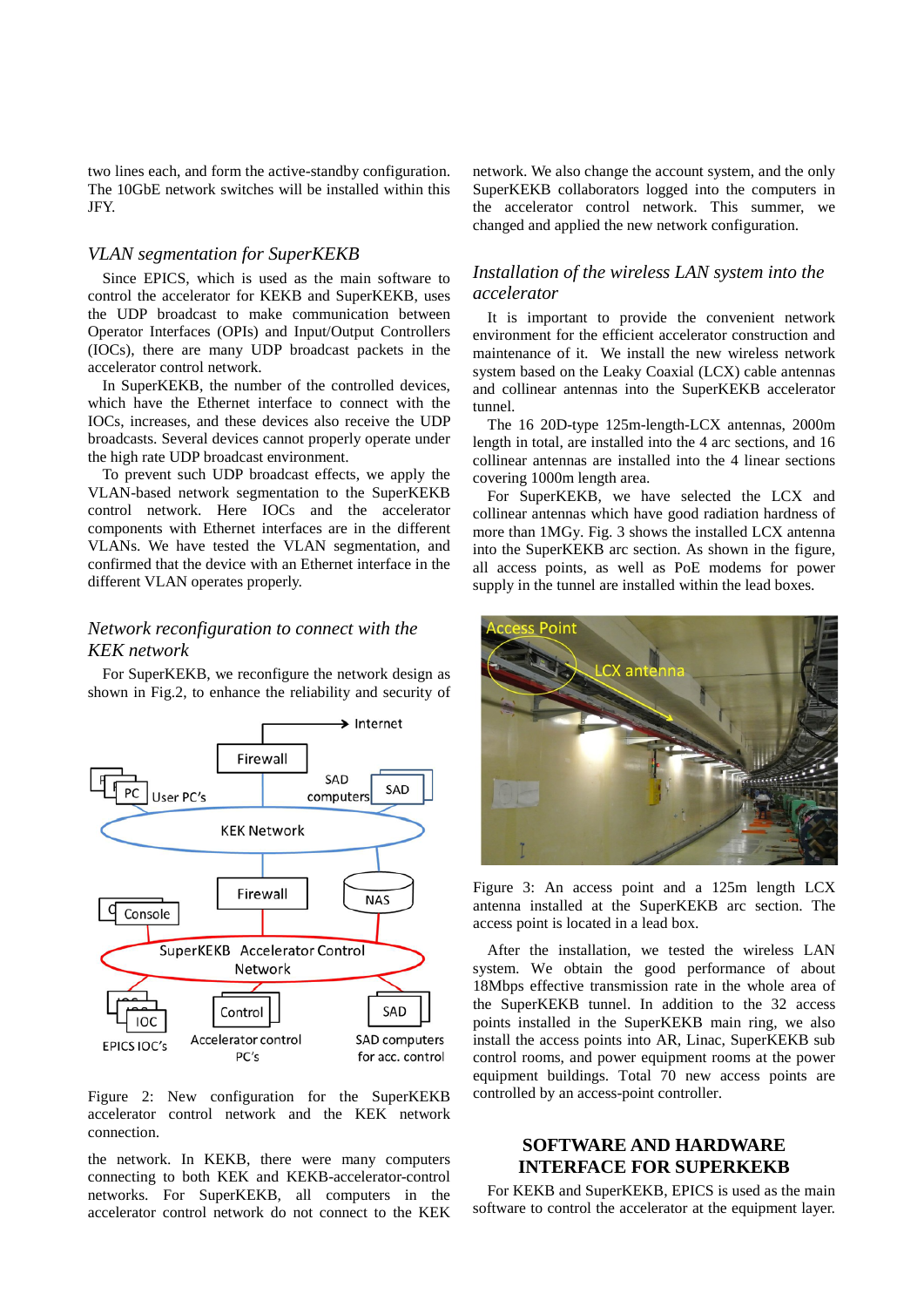two lines each, and form the active-standby configuration. The 10GbE network switches will be installed within this JFY.

### *VLAN segmentation for SuperKEKB*

Since EPICS, which is used as the main software to control the accelerator for KEKB and SuperKEKB, uses the UDP broadcast to make communication between Operator Interfaces (OPIs) and Input/Output Controllers (IOCs), there are many UDP broadcast packets in the accelerator control network.

In SuperKEKB, the number of the controlled devices, which have the Ethernet interface to connect with the IOCs, increases, and these devices also receive the UDP broadcasts. Several devices cannot properly operate under the high rate UDP broadcast environment.

To prevent such UDP broadcast effects, we apply the VLAN-based network segmentation to the SuperKEKB control network. Here IOCs and the accelerator components with Ethernet interfaces are in the different VLANs. We have tested the VLAN segmentation, and confirmed that the device with an Ethernet interface in the different VLAN operates properly.

### *Network reconfiguration to connect with the KEK network*

For SuperKEKB, we reconfigure the network design as shown in Fig.2, to enhance the reliability and security of

Figure 2: New configuration for the SuperKEKB accelerator control network and the KEK network connection.

the network. In KEKB, there were many computers connecting to both KEK and KEKB-accelerator-control networks. For SuperKEKB, all computers in the accelerator control network do not connect to the KEK network. We also change the account system, and the only SuperKEKB collaborators logged into the computers in the accelerator control network. This summer, we changed and applied the new network configuration.

### *Installation of the wireless LAN system into the accelerator*

It is important to provide the convenient network environment for the efficient accelerator construction and maintenance of it. We install the new wireless network system based on the Leaky Coaxial (LCX) cable antennas and collinear antennas into the SuperKEKB accelerator tunnel.

The 16 20D-type 125m-length-LCX antennas, 2000m length in total, are installed into the 4 arc sections, and 16 collinear antennas are installed into the 4 linear sections covering 1000m length area.

For SuperKEKB, we have selected the LCX and collinear antennas which have good radiation hardness of more than 1MGy. Fig. 3 shows the installed LCX antenna into the SuperKEKB arc section. As shown in the figure, all access points, as well as PoE modems for power supply in the tunnel are installed within the lead boxes.

Figure 3: An access point and a 125m length LCX antenna installed at the SuperKEKB arc section. The access point is located in a lead box.

After the installation, we tested the wireless LAN system. We obtain the good performance of about 18Mbps effective transmission rate in the whole area of the SuperKEKB tunnel. In addition to the 32 access points installed in the SuperKEKB main ring, we also install the access points into AR, Linac, SuperKEKB sub control rooms, and power equipment rooms at the power equipment buildings. Total 70 new access points are controlled by an access-point controller.

## SOFTWARE AND HARDWARE INTERFACE FOR SUPERKEKB

For KEKB and SuperKEKB, EPICS is used as the main software to control the accelerator at the equipment layer.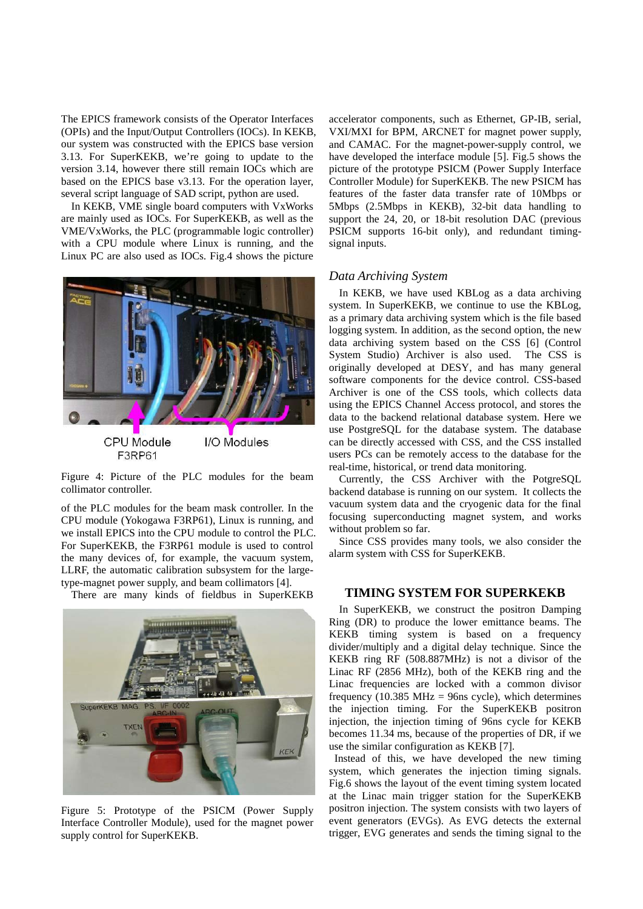The EPICS framework consists of the Operator Interfaces (OPIs) and the Input/Output Controllers (IOCs). In KEKB, our system was constructed with the EPICS base version 3.13. For SuperKEKB, we're going to update to the version 3.14, however there still remain IOCs which are based on the EPICS base v3.13. For the operation layer, several script language of SAD script, python are used.

In KEKB, VME single board computers with VxWorks are mainly used as IOCs. For SuperKEKB, as well as the VME/VxWorks, the PLC (programmable logic controller) with a CPU module where Linux is running, and the Linux PC are also used as IOCs. Fig.4 shows the picture of the PLC modules for the beam mask controller. In the CPU module (Yokogawa F3RP61), Linux is running, and we install EPICS into the CPU module to control the PLC. For SuperKEKB, the F3RP61 module is used to control the many devices of, for example, the vacuum system, LLRF, the automatic calibration subsystem for the large-type-magnet power supply, and beam collimators [4].

CPU Module F3RP61 I/O Modules

Figure 4: Picture of the PLC modules for the beam collimator controller.

There are many kinds of fieldbus in SuperKEKB accelerator components, such as Ethernet, GP-IB, serial, VXI/MXI for BPM, ARCNET for magnet power supply, and CAMAC. For the magnet-power-supply control, we have developed the interface module [5]. Fig.5 shows the picture of the prototype PSICM (Power Supply Interface Controller Module) for SuperKEKB. The new PSICM has features of the faster data transfer rate of 10Mbps or 5Mbps (2.5Mbps in KEKB), 32-bit data handling to support the 24, 20, or 18-bit resolution DAC (previous PSICM supports 16-bit only), and redundant timing-signal inputs.

Figure 5: Prototype of the PSICM (Power Supply Interface Controller Module), used for the magnet power supply control for SuperKEKB.

### *Data Archiving System*

In KEKB, we have used KBLog as a data archiving system. In SuperKEKB, we continue to use the KBLog, as a primary data archiving system which is the file based logging system. In addition, as the second option, the new data archiving system based on the CSS [6] (Control System Studio) Archiver is also used. The CSS is originally developed at DESY, and has many general software components for the device control. CSS-based Archiver is one of the CSS tools, which collects data using the EPICS Channel Access protocol, and stores the data to the backend relational database system. Here we use PostgreSQL for the database system. The database can be directly accessed with CSS, and the CSS installed users PCs can be remotely access to the database for the real-time, historical, or trend data monitoring.

Currently, the CSS Archiver with the PotgreSQL backend database is running on our system. It collects the vacuum system data and the cryogenic data for the final focusing superconducting magnet system, and works without problem so far.

Since CSS provides many tools, we also consider the alarm system with CSS for SuperKEKB.

## TIMING SYSTEM FOR SUPERKEKB

In SuperKEKB, we construct the positron Damping Ring (DR) to produce the lower emittance beams. The KEKB timing system is based on a frequency divider/multiply and a digital delay technique. Since the KEKB ring RF (508.887MHz) is not a divisor of the Linac RF (2856 MHz), both of the KEKB ring and the Linac frequencies are locked with a common divisor frequency (10.385 MHz = 96ns cycle), which determines the injection timing. For the SuperKEKB positron injection, the injection timing of 96ns cycle for KEKB becomes 11.34 ms, because of the properties of DR, if we use the similar configuration as KEKB [7].

Instead of this, we have developed the new timing system, which generates the injection timing signals. Fig.6 shows the layout of the event timing system located at the Linac main trigger station for the SuperKEKB positron injection. The system consists with two layers of event generators (EVGs). As EVG detects the external trigger, EVG generates and sends the timing signal to the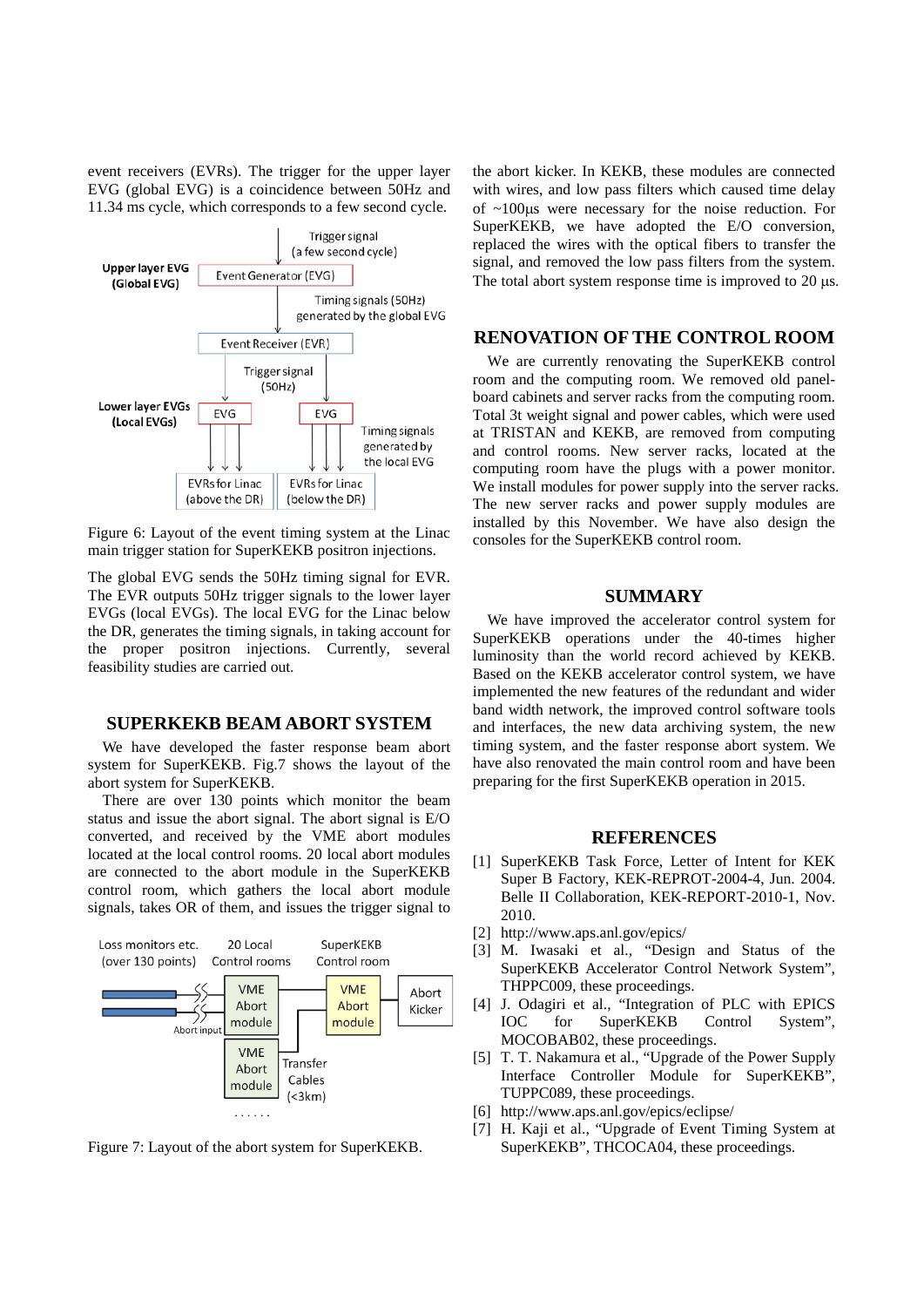event receivers (EVRs). The trigger for the upper layer EVG (global EVG) is a coincidence between 50Hz and 11.34 ms cycle, which corresponds to a few second cycle.

Upper layer EVG (Global EVG)

Event Generator (EVG)

Trigger signal (a few second cycle)

Timing signals (50Hz) generated by the global EVG

Event Receiver (EVR)

Trigger signal (50Hz)

Lower layer EVGs (Local EVGs)

EVG

EVG

Timing signals generated by the local EVG

EVRs for Linac (above the DR)

EVRs for Linac (below the DR)

Figure 6: Layout of the event timing system at the Linac main trigger station for SuperKEKB positron injections.

The global EVG sends the 50Hz timing signal for EVR. The EVR outputs 50Hz trigger signals to the lower layer EVGs (local EVGs). The local EVG for the Linac below the DR, generates the timing signals, in taking account for the proper positron injections. Currently, several feasibility studies are carried out.

## SUPERKEKB BEAM ABORT SYSTEM

We have developed the faster response beam abort system for SuperKEKB. Fig.7 shows the layout of the abort system for SuperKEKB.

There are over 130 points which monitor the beam status and issue the abort signal. The abort signal is E/O converted, and received by the VME abort modules located at the local control rooms. 20 local abort modules are connected to the abort module in the SuperKEKB control room, which gathers the local abort module signals, takes OR of them, and issues the trigger signal to

Loss monitors etc. (over 130 points)

20 Local Control rooms

SuperKEKB Control room

Abort input

VME Abort module

VME Abort module

VME Abort module

Abort Kicker

Transfer Cables (<3km)

Figure 7: Layout of the abort system for SuperKEKB.

the abort kicker. In KEKB, these modules are connected with wires, and low pass filters which caused time delay of ~100μs were necessary for the noise reduction. For SuperKEKB, we have adopted the E/O conversion, replaced the wires with the optical fibers to transfer the signal, and removed the low pass filters from the system. The total abort system response time is improved to 20 μs.

## RENOVATION OF THE CONTROL ROOM

We are currently renovating the SuperKEKB control room and the computing room. We removed old panel-board cabinets and server racks from the computing room. Total 3t weight signal and power cables, which were used at TRISTAN and KEKB, are removed from computing and control rooms. New server racks, located at the computing room have the plugs with a power monitor. We install modules for power supply into the server racks. The new server racks and power supply modules are installed by this November. We have also design the consoles for the SuperKEKB control room.

## SUMMARY

We have improved the accelerator control system for SuperKEKB operations under the 40-times higher luminosity than the world record achieved by KEKB. Based on the KEKB accelerator control system, we have implemented the new features of the redundant and wider band width network, the improved control software tools and interfaces, the new data archiving system, the new timing system, and the faster response abort system. We have also renovated the main control room and have been preparing for the first SuperKEKB operation in 2015.

## REFERENCES

[1] SuperKEKB Task Force, Letter of Intent for KEK Super B Factory, KEK-REPROT-2004-4, Jun. 2004. Belle II Collaboration, KEK-REPORT-2010-1, Nov. 2010.

[2] http://www.aps.anl.gov/epics/

[3] M. Iwasaki et al., "Design and Status of the SuperKEKB Accelerator Control Network System", THPPC009, these proceedings.

[4] J. Odagiri et al., "Integration of PLC with EPICS IOC for SuperKEKB Control System", MOCOBAB02, these proceedings.

[5] T. T. Nakamura et al., "Upgrade of the Power Supply Interface Controller Module for SuperKEKB", TUPPC089, these proceedings.

[6] http://www.aps.anl.gov/epics/eclipse/

[7] H. Kaji et al., "Upgrade of Event Timing System at SuperKEKB", THCOCA04, these proceedings.